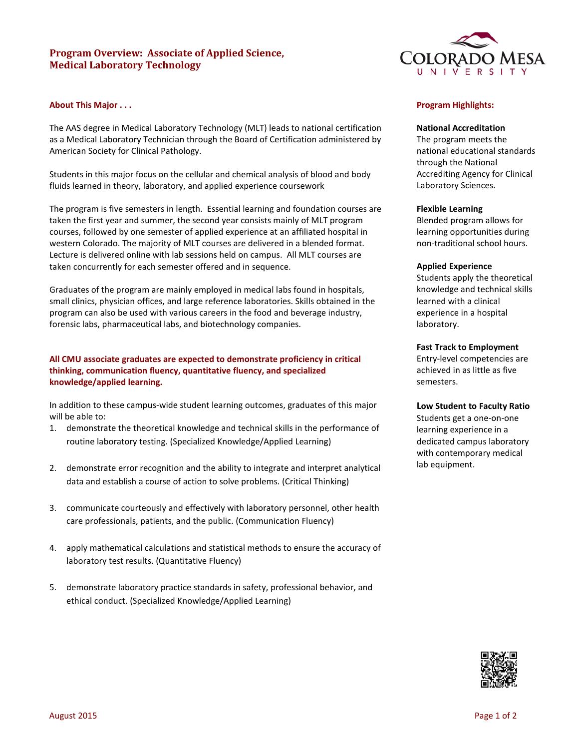# Program Overview: Associate of Applied Science, Medical Laboratory Technology

## About This Major . . .

The AAS degree in Medical Laboratory Technology (MLT) leads to national certification as a Medical Laboratory Technician through the Board of Certification administered by American Society for Clinical Pathology.

Students in this major focus on the cellular and chemical analysis of blood and body fluids learned in theory, laboratory, and applied experience coursework

The program is five semesters in length. Essential learning and foundation courses are taken the first year and summer, the second year consists mainly of MLT program courses, followed by one semester of applied experience at an affiliated hospital in western Colorado. The majority of MLT courses are delivered in a blended format. Lecture is delivered online with lab sessions held on campus. All MLT courses are taken concurrently for each semester offered and in sequence.

Graduates of the program are mainly employed in medical labs found in hospitals, small clinics, physician offices, and large reference laboratories. Skills obtained in the program can also be used with various careers in the food and beverage industry, forensic labs, pharmaceutical labs, and biotechnology companies.

**All CMU associate graduates are expected to demonstrate proficiency in critical thinking, communication fluency, quantitative fluency, and specialized knowledge/applied learning.**

In addition to these campus-wide student learning outcomes, graduates of this major will be able to:

1. demonstrate the theoretical knowledge and technical skills in the performance of routine laboratory testing. (Specialized Knowledge/Applied Learning)
2. demonstrate error recognition and the ability to integrate and interpret analytical data and establish a course of action to solve problems. (Critical Thinking)
3. communicate courteously and effectively with laboratory personnel, other health care professionals, patients, and the public. (Communication Fluency)
4. apply mathematical calculations and statistical methods to ensure the accuracy of laboratory test results. (Quantitative Fluency)
5. demonstrate laboratory practice standards in safety, professional behavior, and ethical conduct. (Specialized Knowledge/Applied Learning)

## Program Highlights:

**National Accreditation**
The program meets the national educational standards through the National Accrediting Agency for Clinical Laboratory Sciences.

**Flexible Learning**
Blended program allows for learning opportunities during non-traditional school hours.

**Applied Experience**
Students apply the theoretical knowledge and technical skills learned with a clinical experience in a hospital laboratory.

**Fast Track to Employment**
Entry-level competencies are achieved in as little as five semesters.

**Low Student to Faculty Ratio**
Students get a one-on-one learning experience in a dedicated campus laboratory with contemporary medical lab equipment.

August 2015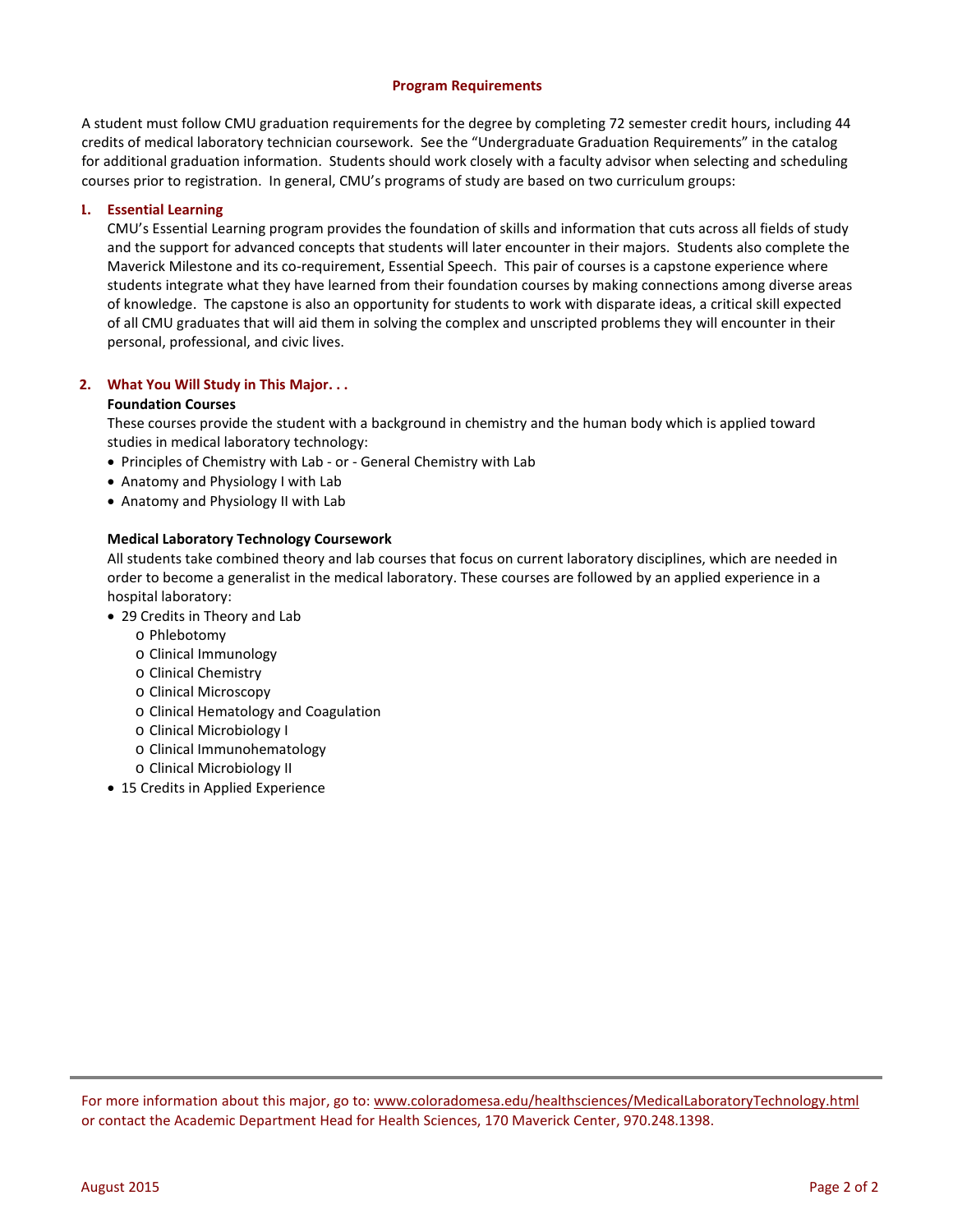## Program Requirements

A student must follow CMU graduation requirements for the degree by completing 72 semester credit hours, including 44 credits of medical laboratory technician coursework. See the "Undergraduate Graduation Requirements" in the catalog for additional graduation information. Students should work closely with a faculty advisor when selecting and scheduling courses prior to registration. In general, CMU's programs of study are based on two curriculum groups:

### I. Essential Learning

CMU's Essential Learning program provides the foundation of skills and information that cuts across all fields of study and the support for advanced concepts that students will later encounter in their majors. Students also complete the Maverick Milestone and its co-requirement, Essential Speech. This pair of courses is a capstone experience where students integrate what they have learned from their foundation courses by making connections among diverse areas of knowledge. The capstone is also an opportunity for students to work with disparate ideas, a critical skill expected of all CMU graduates that will aid them in solving the complex and unscripted problems they will encounter in their personal, professional, and civic lives.

### 2. What You Will Study in This Major. . .

**Foundation Courses**

These courses provide the student with a background in chemistry and the human body which is applied toward studies in medical laboratory technology:

- Principles of Chemistry with Lab - or - General Chemistry with Lab
- Anatomy and Physiology I with Lab
- Anatomy and Physiology II with Lab

**Medical Laboratory Technology Coursework**

All students take combined theory and lab courses that focus on current laboratory disciplines, which are needed in order to become a generalist in the medical laboratory. These courses are followed by an applied experience in a hospital laboratory:

- 29 Credits in Theory and Lab
  - Phlebotomy
  - Clinical Immunology
  - Clinical Chemistry
  - Clinical Microscopy
  - Clinical Hematology and Coagulation
  - Clinical Microbiology I
  - Clinical Immunohematology
  - Clinical Microbiology II
- 15 Credits in Applied Experience

For more information about this major, go to: www.coloradomesa.edu/healthsciences/MedicalLaboratoryTechnology.html or contact the Academic Department Head for Health Sciences, 170 Maverick Center, 970.248.1398.

August 2015